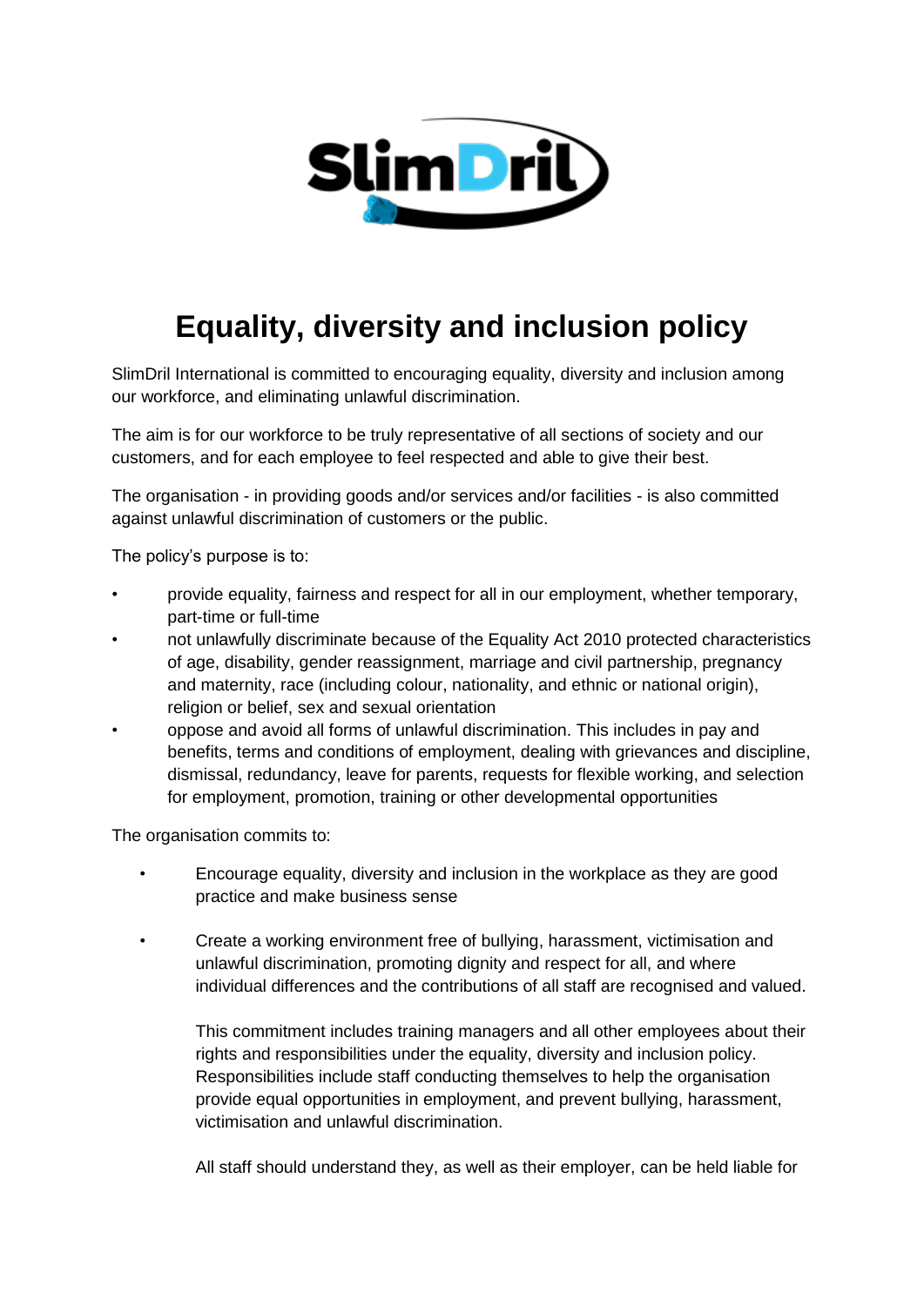# Equality, diversity and inclusion policy

SlimDril International is committed to encouraging equality, diversity and inclusion among our workforce, and eliminating unlawful discrimination.

The aim is for our workforce to be truly representative of all sections of society and our customers, and for each employee to feel respected and able to give their best.

The organisation - in providing goods and/or services and/or facilities - is also committed against unlawful discrimination of customers or the public.

The policy's purpose is to:

- provide equality, fairness and respect for all in our employment, whether temporary, part-time or full-time
- not unlawfully discriminate because of the Equality Act 2010 protected characteristics of age, disability, gender reassignment, marriage and civil partnership, pregnancy and maternity, race (including colour, nationality, and ethnic or national origin), religion or belief, sex and sexual orientation
- oppose and avoid all forms of unlawful discrimination. This includes in pay and benefits, terms and conditions of employment, dealing with grievances and discipline, dismissal, redundancy, leave for parents, requests for flexible working, and selection for employment, promotion, training or other developmental opportunities

The organisation commits to:

- Encourage equality, diversity and inclusion in the workplace as they are good practice and make business sense

- Create a working environment free of bullying, harassment, victimisation and unlawful discrimination, promoting dignity and respect for all, and where individual differences and the contributions of all staff are recognised and valued.

  This commitment includes training managers and all other employees about their rights and responsibilities under the equality, diversity and inclusion policy. Responsibilities include staff conducting themselves to help the organisation provide equal opportunities in employment, and prevent bullying, harassment, victimisation and unlawful discrimination.

  All staff should understand they, as well as their employer, can be held liable for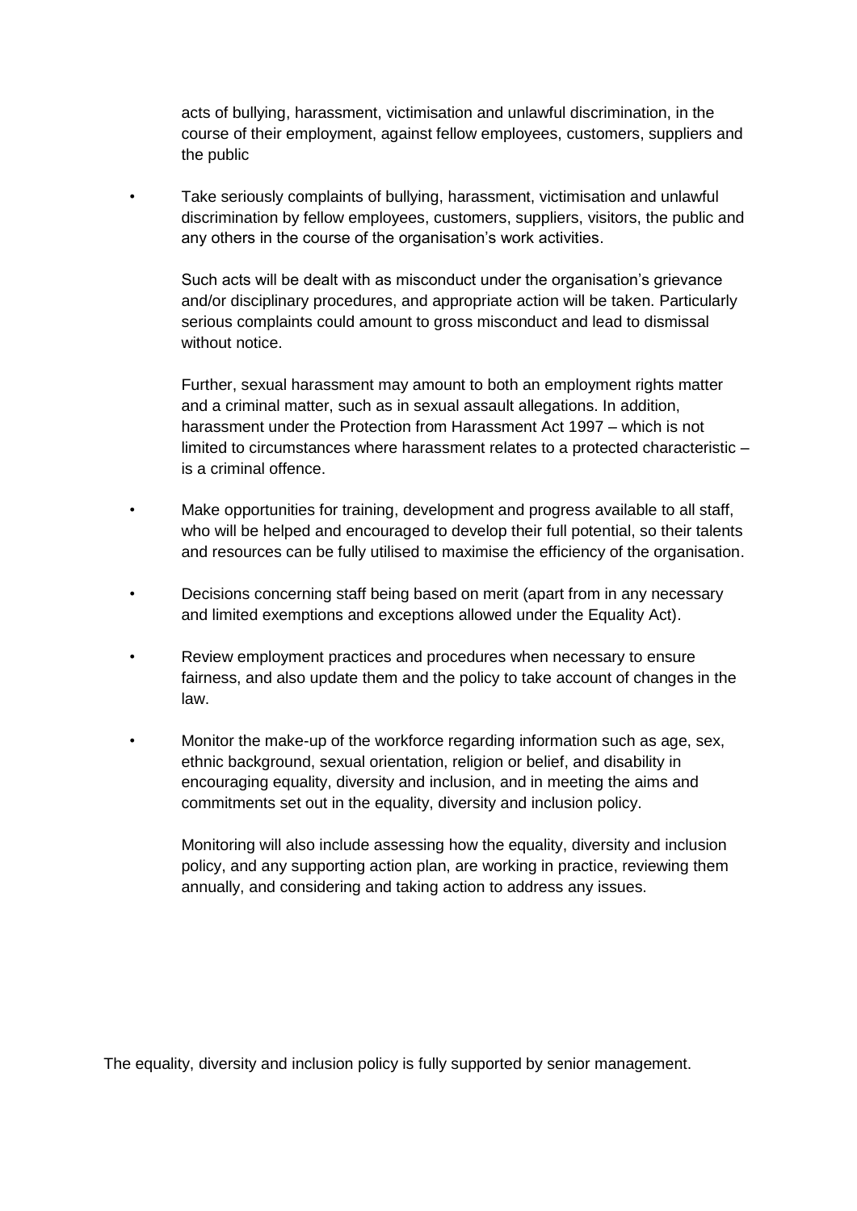acts of bullying, harassment, victimisation and unlawful discrimination, in the course of their employment, against fellow employees, customers, suppliers and the public

- Take seriously complaints of bullying, harassment, victimisation and unlawful discrimination by fellow employees, customers, suppliers, visitors, the public and any others in the course of the organisation's work activities.

  Such acts will be dealt with as misconduct under the organisation's grievance and/or disciplinary procedures, and appropriate action will be taken. Particularly serious complaints could amount to gross misconduct and lead to dismissal without notice.

  Further, sexual harassment may amount to both an employment rights matter and a criminal matter, such as in sexual assault allegations. In addition, harassment under the Protection from Harassment Act 1997 – which is not limited to circumstances where harassment relates to a protected characteristic – is a criminal offence.

- Make opportunities for training, development and progress available to all staff, who will be helped and encouraged to develop their full potential, so their talents and resources can be fully utilised to maximise the efficiency of the organisation.

- Decisions concerning staff being based on merit (apart from in any necessary and limited exemptions and exceptions allowed under the Equality Act).

- Review employment practices and procedures when necessary to ensure fairness, and also update them and the policy to take account of changes in the law.

- Monitor the make-up of the workforce regarding information such as age, sex, ethnic background, sexual orientation, religion or belief, and disability in encouraging equality, diversity and inclusion, and in meeting the aims and commitments set out in the equality, diversity and inclusion policy.

  Monitoring will also include assessing how the equality, diversity and inclusion policy, and any supporting action plan, are working in practice, reviewing them annually, and considering and taking action to address any issues.

The equality, diversity and inclusion policy is fully supported by senior management.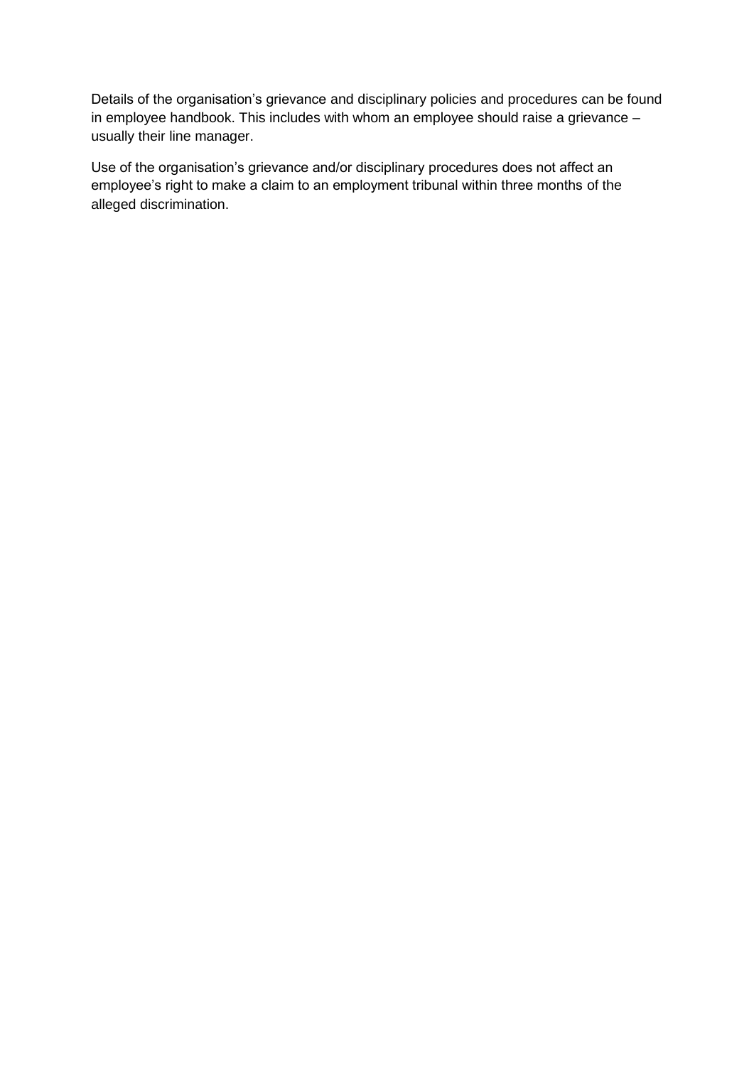Details of the organisation's grievance and disciplinary policies and procedures can be found in employee handbook. This includes with whom an employee should raise a grievance – usually their line manager.

Use of the organisation's grievance and/or disciplinary procedures does not affect an employee's right to make a claim to an employment tribunal within three months of the alleged discrimination.